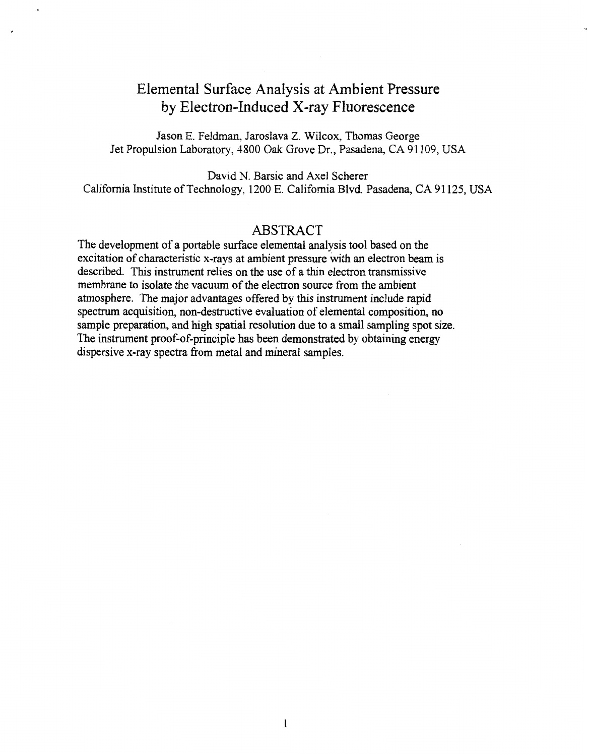# Elemental Surface Analysis at Ambient Pressure by Electron-Induced X-ray Fluorescence

Jason E. Feldman, Jaroslava Z. Wilcox, Thomas George
Jet Propulsion Laboratory, 4800 Oak Grove Dr., Pasadena, CA 91109, USA

David N. Barsic and Axel Scherer
California Institute of Technology, 1200 E. California Blvd. Pasadena, CA 91125, USA

## ABSTRACT

The development of a portable surface elemental analysis tool based on the excitation of characteristic x-rays at ambient pressure with an electron beam is described. This instrument relies on the use of a thin electron transmissive membrane to isolate the vacuum of the electron source from the ambient atmosphere. The major advantages offered by this instrument include rapid spectrum acquisition, non-destructive evaluation of elemental composition, no sample preparation, and high spatial resolution due to a small sampling spot size. The instrument proof-of-principle has been demonstrated by obtaining energy dispersive x-ray spectra from metal and mineral samples.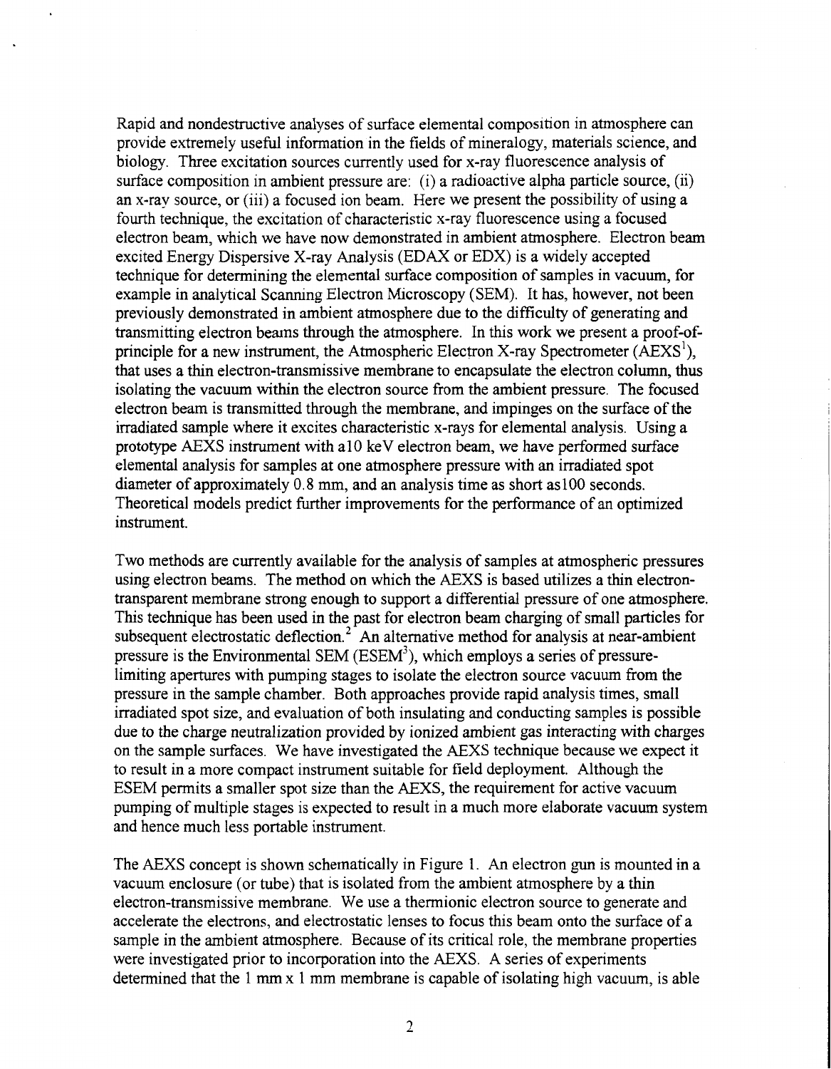Rapid and nondestructive analyses of surface elemental composition in atmosphere can provide extremely useful information in the fields of mineralogy, materials science, and biology. Three excitation sources currently used for x-ray fluorescence analysis of surface composition in ambient pressure are: (i) a radioactive alpha particle source, (ii) an x-ray source, or (iii) a focused ion beam. Here we present the possibility of using a fourth technique, the excitation of characteristic x-ray fluorescence using a focused electron beam, which we have now demonstrated in ambient atmosphere. Electron beam excited Energy Dispersive X-ray Analysis (EDAX or EDX) is a widely accepted technique for determining the elemental surface composition of samples in vacuum, for example in analytical Scanning Electron Microscopy (SEM). It has, however, not been previously demonstrated in ambient atmosphere due to the difficulty of generating and transmitting electron beams through the atmosphere. In this work we present a proof-of-principle for a new instrument, the Atmospheric Electron X-ray Spectrometer (AEXS[1]), that uses a thin electron-transmissive membrane to encapsulate the electron column, thus isolating the vacuum within the electron source from the ambient pressure. The focused electron beam is transmitted through the membrane, and impinges on the surface of the irradiated sample where it excites characteristic x-rays for elemental analysis. Using a prototype AEXS instrument with a10 keV electron beam, we have performed surface elemental analysis for samples at one atmosphere pressure with an irradiated spot diameter of approximately 0.8 mm, and an analysis time as short as100 seconds. Theoretical models predict further improvements for the performance of an optimized instrument.

Two methods are currently available for the analysis of samples at atmospheric pressures using electron beams. The method on which the AEXS is based utilizes a thin electron-transparent membrane strong enough to support a differential pressure of one atmosphere. This technique has been used in the past for electron beam charging of small particles for subsequent electrostatic deflection.[2] An alternative method for analysis at near-ambient pressure is the Environmental SEM (ESEM[3]), which employs a series of pressure-limiting apertures with pumping stages to isolate the electron source vacuum from the pressure in the sample chamber. Both approaches provide rapid analysis times, small irradiated spot size, and evaluation of both insulating and conducting samples is possible due to the charge neutralization provided by ionized ambient gas interacting with charges on the sample surfaces. We have investigated the AEXS technique because we expect it to result in a more compact instrument suitable for field deployment. Although the ESEM permits a smaller spot size than the AEXS, the requirement for active vacuum pumping of multiple stages is expected to result in a much more elaborate vacuum system and hence much less portable instrument.

The AEXS concept is shown schematically in Figure 1. An electron gun is mounted in a vacuum enclosure (or tube) that is isolated from the ambient atmosphere by a thin electron-transmissive membrane. We use a thermionic electron source to generate and accelerate the electrons, and electrostatic lenses to focus this beam onto the surface of a sample in the ambient atmosphere. Because of its critical role, the membrane properties were investigated prior to incorporation into the AEXS. A series of experiments determined that the 1 mm x 1 mm membrane is capable of isolating high vacuum, is able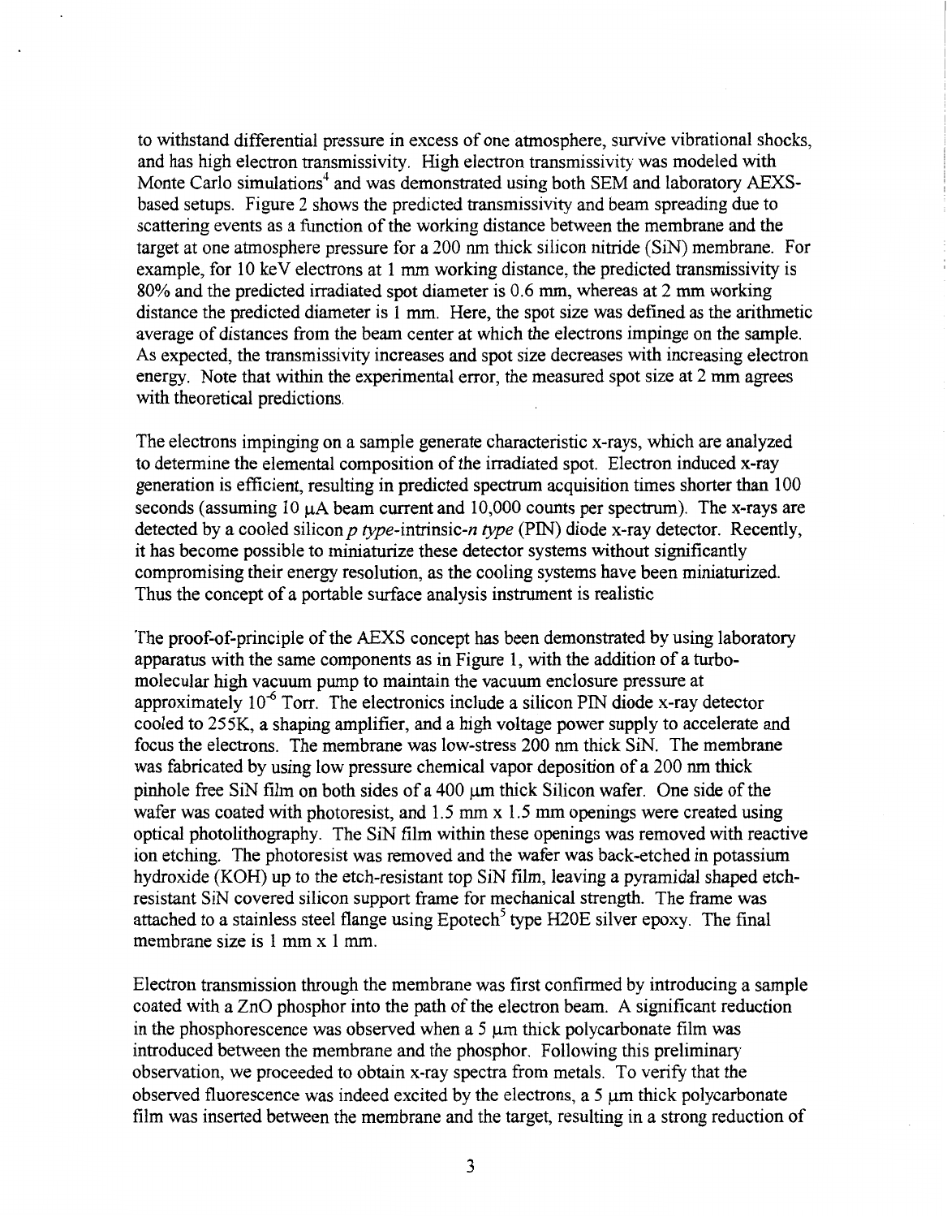to withstand differential pressure in excess of one atmosphere, survive vibrational shocks, and has high electron transmissivity. High electron transmissivity was modeled with Monte Carlo simulations[4] and was demonstrated using both SEM and laboratory AEXS-based setups. Figure 2 shows the predicted transmissivity and beam spreading due to scattering events as a function of the working distance between the membrane and the target at one atmosphere pressure for a 200 nm thick silicon nitride (SiN) membrane. For example, for 10 keV electrons at 1 mm working distance, the predicted transmissivity is 80% and the predicted irradiated spot diameter is 0.6 mm, whereas at 2 mm working distance the predicted diameter is 1 mm. Here, the spot size was defined as the arithmetic average of distances from the beam center at which the electrons impinge on the sample. As expected, the transmissivity increases and spot size decreases with increasing electron energy. Note that within the experimental error, the measured spot size at 2 mm agrees with theoretical predictions.

The electrons impinging on a sample generate characteristic x-rays, which are analyzed to determine the elemental composition of the irradiated spot. Electron induced x-ray generation is efficient, resulting in predicted spectrum acquisition times shorter than 100 seconds (assuming 10 μA beam current and 10,000 counts per spectrum). The x-rays are detected by a cooled silicon *p type*-intrinsic-*n type* (PIN) diode x-ray detector. Recently, it has become possible to miniaturize these detector systems without significantly compromising their energy resolution, as the cooling systems have been miniaturized. Thus the concept of a portable surface analysis instrument is realistic

The proof-of-principle of the AEXS concept has been demonstrated by using laboratory apparatus with the same components as in Figure 1, with the addition of a turbo-molecular high vacuum pump to maintain the vacuum enclosure pressure at approximately $10^{-6}$ Torr. The electronics include a silicon PIN diode x-ray detector cooled to 255K, a shaping amplifier, and a high voltage power supply to accelerate and focus the electrons. The membrane was low-stress 200 nm thick SiN. The membrane was fabricated by using low pressure chemical vapor deposition of a 200 nm thick pinhole free SiN film on both sides of a 400 μm thick Silicon wafer. One side of the wafer was coated with photoresist, and 1.5 mm x 1.5 mm openings were created using optical photolithography. The SiN film within these openings was removed with reactive ion etching. The photoresist was removed and the wafer was back-etched in potassium hydroxide (KOH) up to the etch-resistant top SiN film, leaving a pyramidal shaped etch-resistant SiN covered silicon support frame for mechanical strength. The frame was attached to a stainless steel flange using Epotech[5] type H20E silver epoxy. The final membrane size is 1 mm x 1 mm.

Electron transmission through the membrane was first confirmed by introducing a sample coated with a ZnO phosphor into the path of the electron beam. A significant reduction in the phosphorescence was observed when a 5 μm thick polycarbonate film was introduced between the membrane and the phosphor. Following this preliminary observation, we proceeded to obtain x-ray spectra from metals. To verify that the observed fluorescence was indeed excited by the electrons, a 5 μm thick polycarbonate film was inserted between the membrane and the target, resulting in a strong reduction of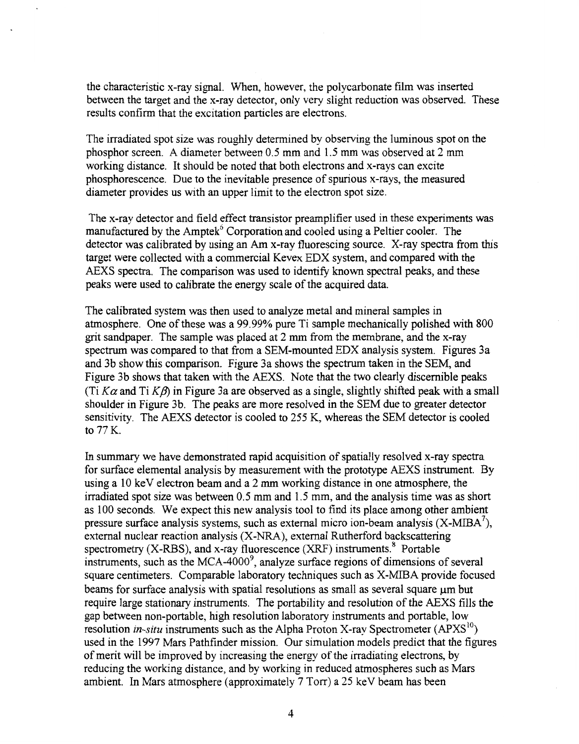the characteristic x-ray signal. When, however, the polycarbonate film was inserted between the target and the x-ray detector, only very slight reduction was observed. These results confirm that the excitation particles are electrons.

The irradiated spot size was roughly determined by observing the luminous spot on the phosphor screen. A diameter between 0.5 mm and 1.5 mm was observed at 2 mm working distance. It should be noted that both electrons and x-rays can excite phosphorescence. Due to the inevitable presence of spurious x-rays, the measured diameter provides us with an upper limit to the electron spot size.

The x-ray detector and field effect transistor preamplifier used in these experiments was manufactured by the Amptek[6] Corporation and cooled using a Peltier cooler. The detector was calibrated by using an Am x-ray fluorescing source. X-ray spectra from this target were collected with a commercial Kevex EDX system, and compared with the AEXS spectra. The comparison was used to identify known spectral peaks, and these peaks were used to calibrate the energy scale of the acquired data.

The calibrated system was then used to analyze metal and mineral samples in atmosphere. One of these was a 99.99% pure Ti sample mechanically polished with 800 grit sandpaper. The sample was placed at 2 mm from the membrane, and the x-ray spectrum was compared to that from a SEM-mounted EDX analysis system. Figures 3a and 3b show this comparison. Figure 3a shows the spectrum taken in the SEM, and Figure 3b shows that taken with the AEXS. Note that the two clearly discernible peaks (Ti $K\alpha$ and Ti $K\beta$) in Figure 3a are observed as a single, slightly shifted peak with a small shoulder in Figure 3b. The peaks are more resolved in the SEM due to greater detector sensitivity. The AEXS detector is cooled to 255 K, whereas the SEM detector is cooled to 77 K.

In summary we have demonstrated rapid acquisition of spatially resolved x-ray spectra for surface elemental analysis by measurement with the prototype AEXS instrument. By using a 10 keV electron beam and a 2 mm working distance in one atmosphere, the irradiated spot size was between 0.5 mm and 1.5 mm, and the analysis time was as short as 100 seconds. We expect this new analysis tool to find its place among other ambient pressure surface analysis systems, such as external micro ion-beam analysis (X-MIBA[7]), external nuclear reaction analysis (X-NRA), external Rutherford backscattering spectrometry (X-RBS), and x-ray fluorescence (XRF) instruments.[8] Portable instruments, such as the MCA-4000[9], analyze surface regions of dimensions of several square centimeters. Comparable laboratory techniques such as X-MIBA provide focused beams for surface analysis with spatial resolutions as small as several square μm but require large stationary instruments. The portability and resolution of the AEXS fills the gap between non-portable, high resolution laboratory instruments and portable, low resolution *in-situ* instruments such as the Alpha Proton X-ray Spectrometer (APXS[10]) used in the 1997 Mars Pathfinder mission. Our simulation models predict that the figures of merit will be improved by increasing the energy of the irradiating electrons, by reducing the working distance, and by working in reduced atmospheres such as Mars ambient. In Mars atmosphere (approximately 7 Torr) a 25 keV beam has been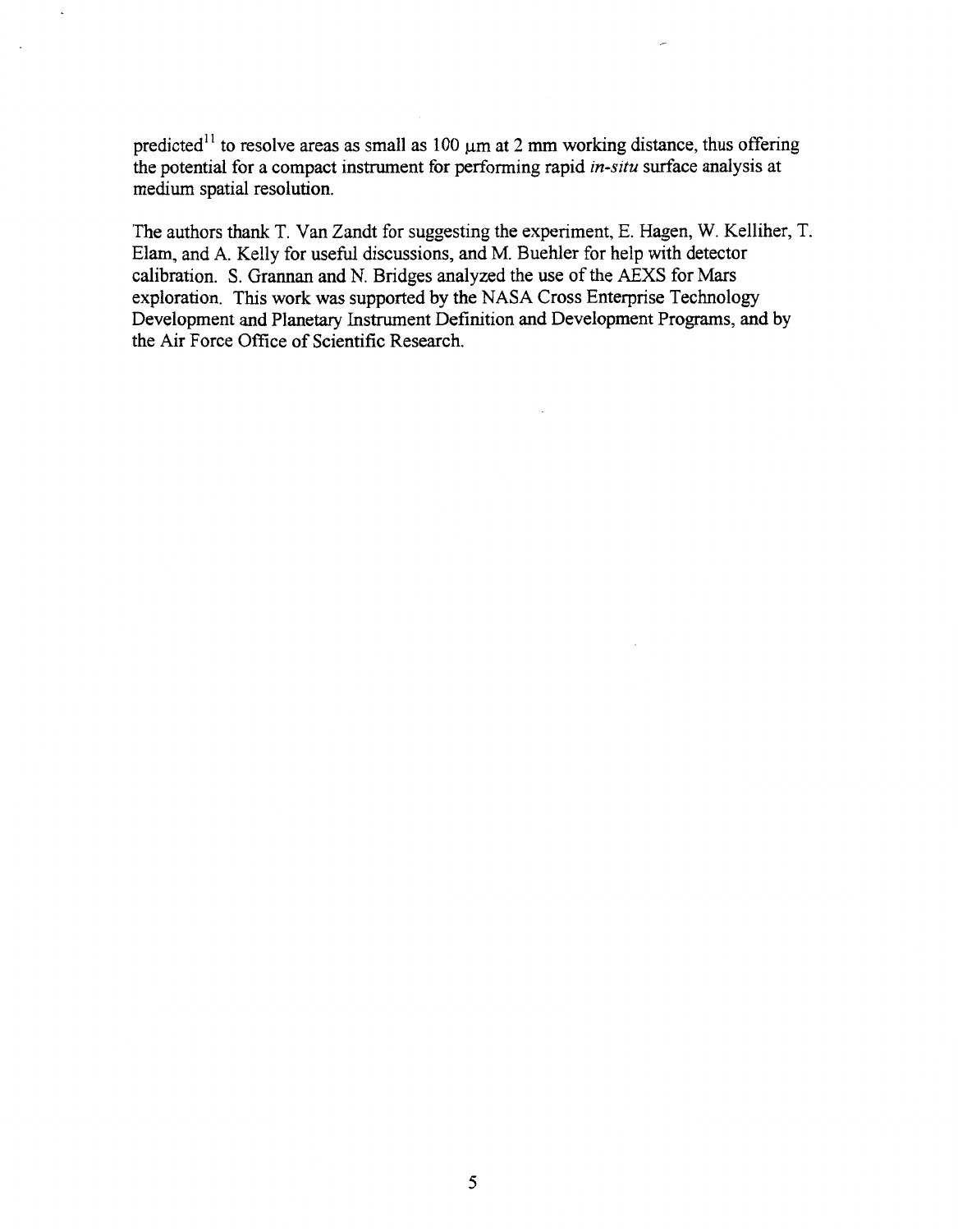predicted[11] to resolve areas as small as 100 μm at 2 mm working distance, thus offering the potential for a compact instrument for performing rapid *in-situ* surface analysis at medium spatial resolution.

The authors thank T. Van Zandt for suggesting the experiment, E. Hagen, W. Kelliher, T. Elam, and A. Kelly for useful discussions, and M. Buehler for help with detector calibration. S. Grannan and N. Bridges analyzed the use of the AEXS for Mars exploration. This work was supported by the NASA Cross Enterprise Technology Development and Planetary Instrument Definition and Development Programs, and by the Air Force Office of Scientific Research.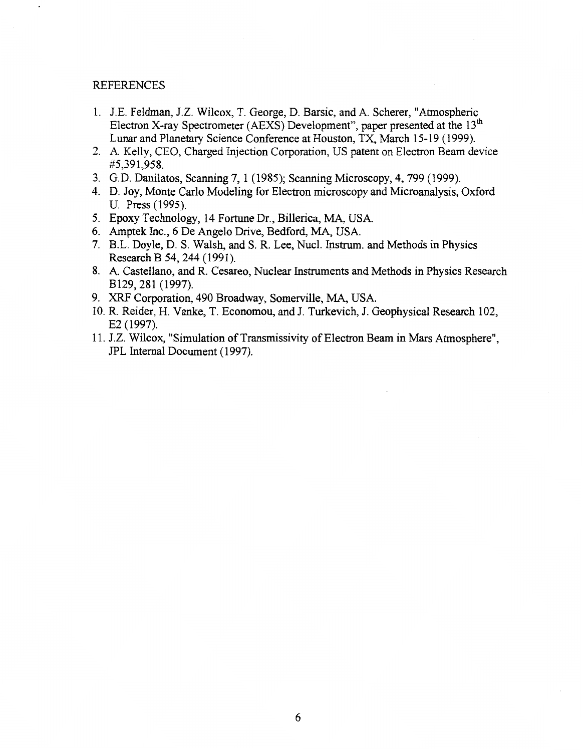## REFERENCES

1. J.E. Feldman, J.Z. Wilcox, T. George, D. Barsic, and A. Scherer, "Atmospheric Electron X-ray Spectrometer (AEXS) Development", paper presented at the 13th Lunar and Planetary Science Conference at Houston, TX, March 15-19 (1999).
2. A. Kelly, CEO, Charged Injection Corporation, US patent on Electron Beam device #5,391,958.
3. G.D. Danilatos, Scanning 7, 1 (1985); Scanning Microscopy, 4, 799 (1999).
4. D. Joy, Monte Carlo Modeling for Electron microscopy and Microanalysis, Oxford U. Press (1995).
5. Epoxy Technology, 14 Fortune Dr., Billerica, MA, USA.
6. Amptek Inc., 6 De Angelo Drive, Bedford, MA, USA.
7. B.L. Doyle, D. S. Walsh, and S. R. Lee, Nucl. Instrum. and Methods in Physics Research B 54, 244 (1991).
8. A. Castellano, and R. Cesareo, Nuclear Instruments and Methods in Physics Research B129, 281 (1997).
9. XRF Corporation, 490 Broadway, Somerville, MA, USA.
10. R. Reider, H. Vanke, T. Economou, and J. Turkevich, J. Geophysical Research 102, E2 (1997).
11. J.Z. Wilcox, "Simulation of Transmissivity of Electron Beam in Mars Atmosphere", JPL Internal Document (1997).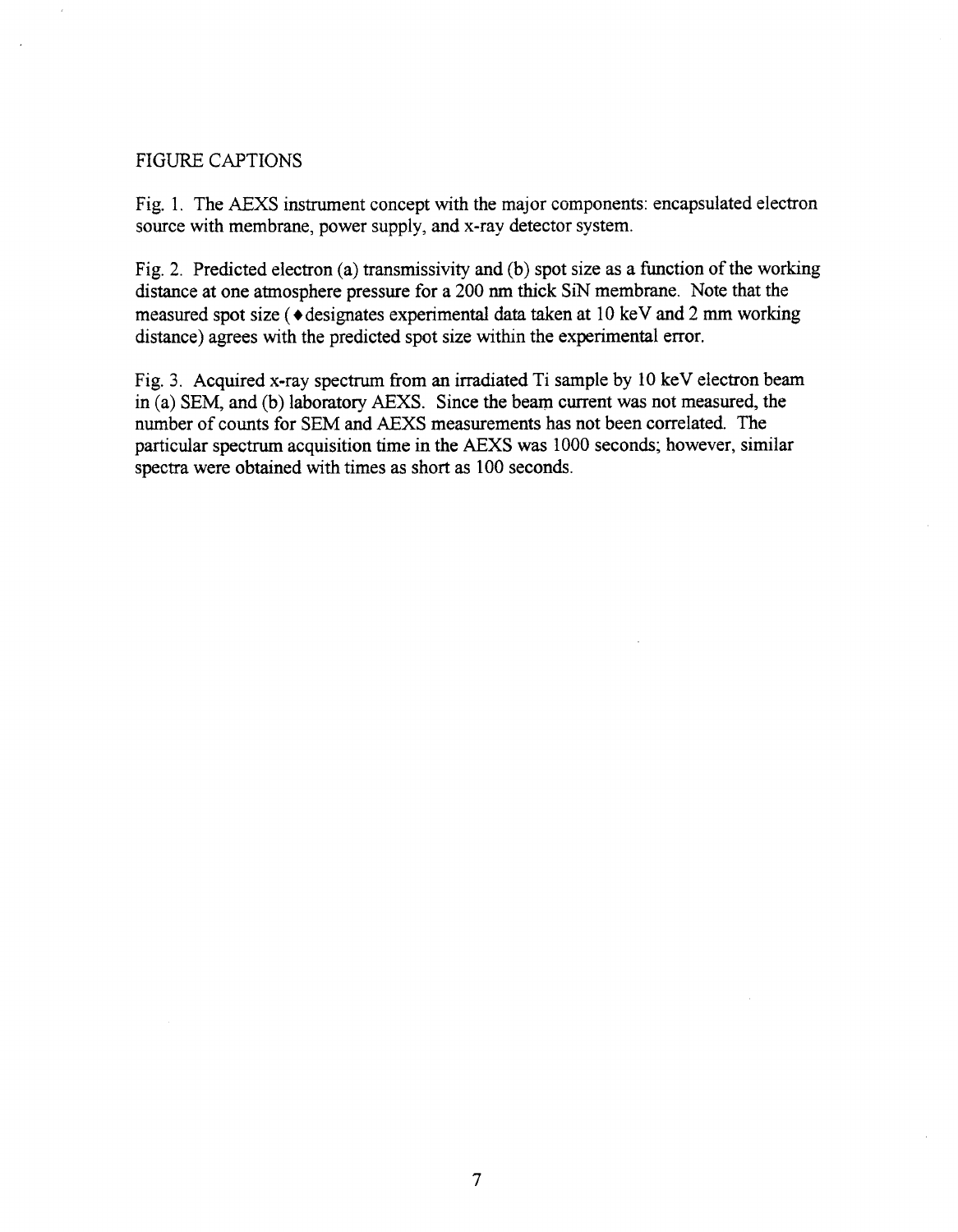# FIGURE CAPTIONS

Fig. 1. The AEXS instrument concept with the major components: encapsulated electron source with membrane, power supply, and x-ray detector system.

Fig. 2. Predicted electron (a) transmissivity and (b) spot size as a function of the working distance at one atmosphere pressure for a 200 nm thick SiN membrane. Note that the measured spot size (♦designates experimental data taken at 10 keV and 2 mm working distance) agrees with the predicted spot size within the experimental error.

Fig. 3. Acquired x-ray spectrum from an irradiated Ti sample by 10 keV electron beam in (a) SEM, and (b) laboratory AEXS. Since the beam current was not measured, the number of counts for SEM and AEXS measurements has not been correlated. The particular spectrum acquisition time in the AEXS was 1000 seconds; however, similar spectra were obtained with times as short as 100 seconds.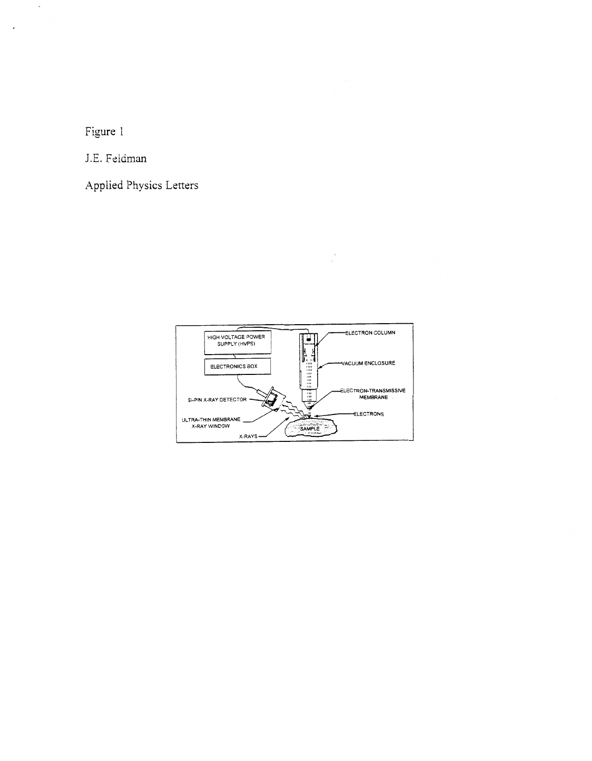Figure 1

J.E. Feldman

Applied Physics Letters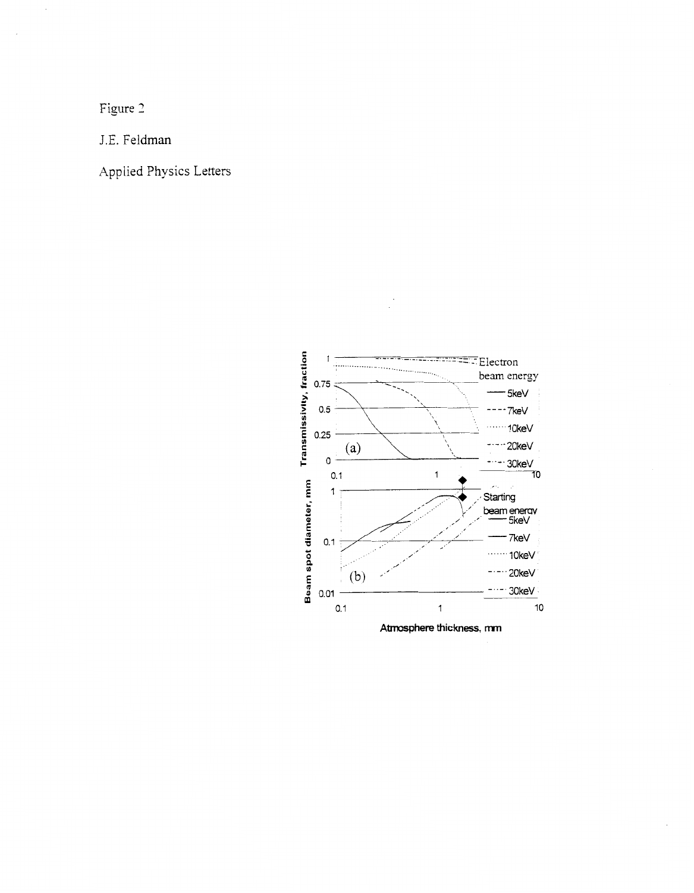Figure 2

J.E. Feldman

Applied Physics Letters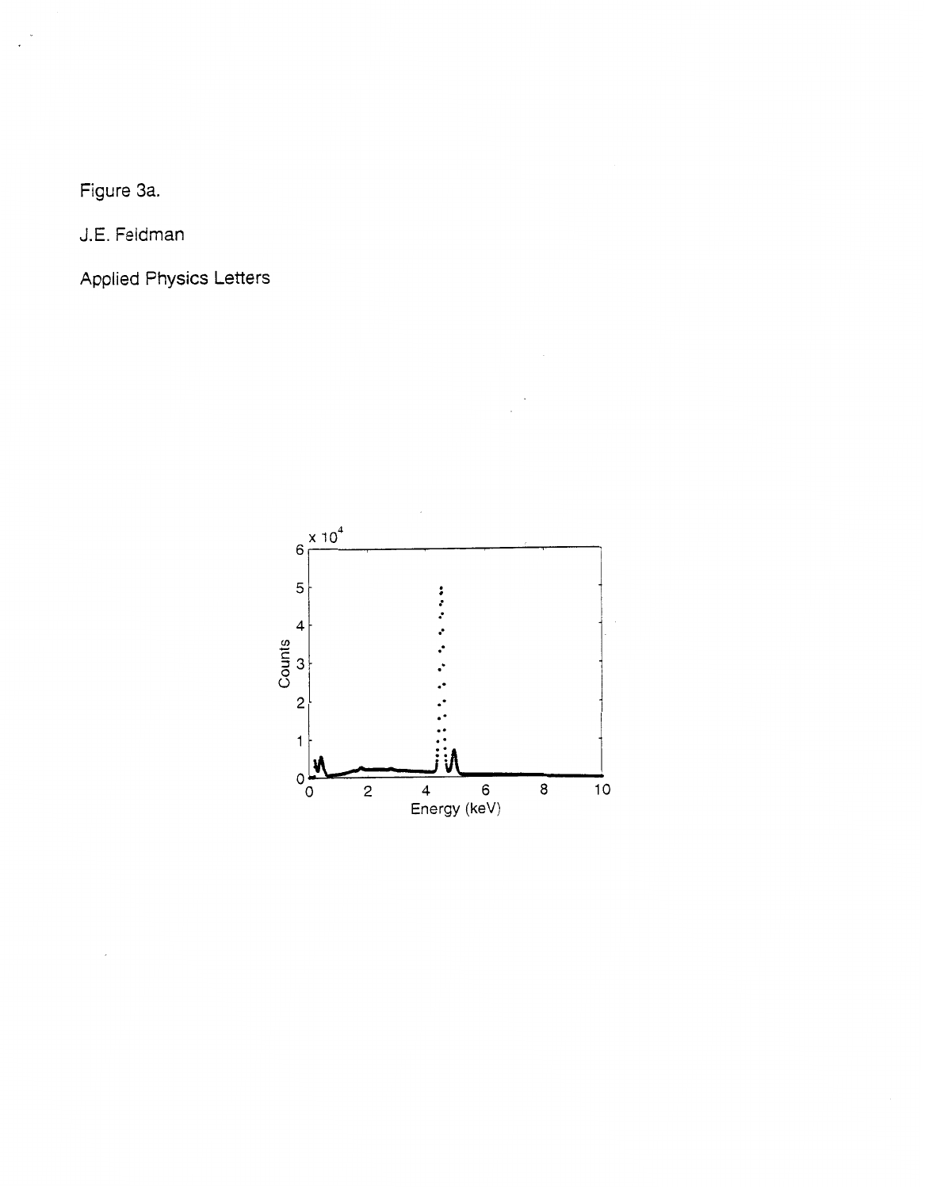Figure 3a.

J.E. Feldman

Applied Physics Letters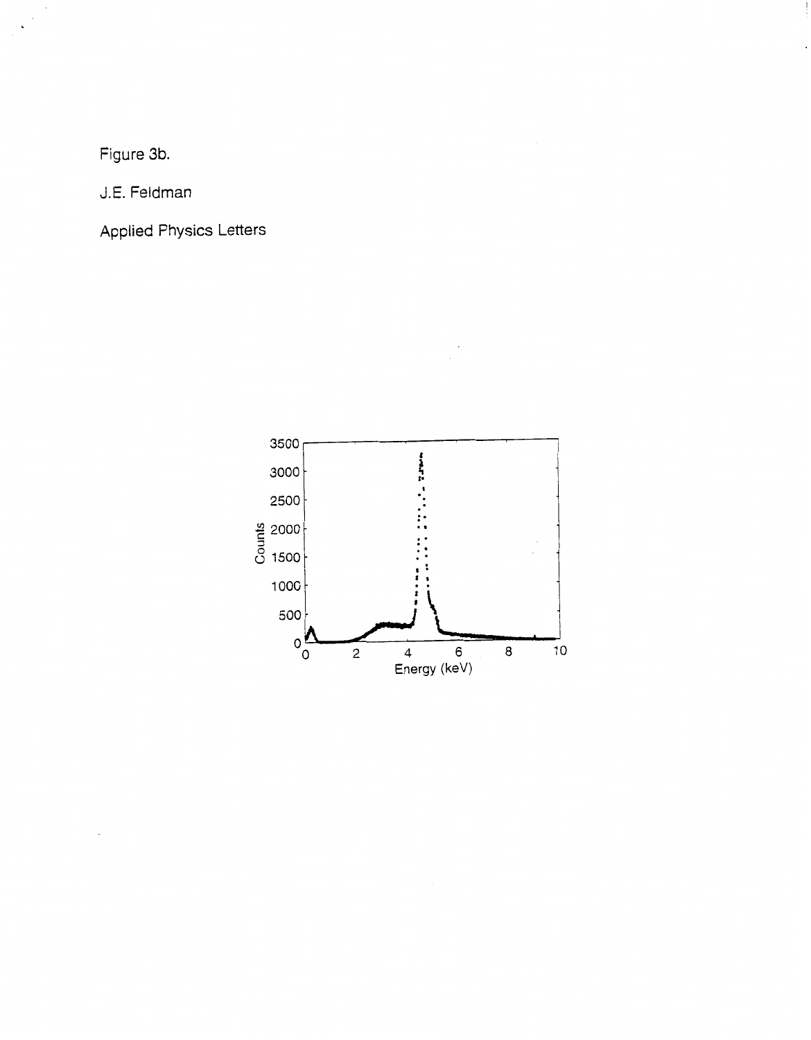Figure 3b.

J.E. Feldman

Applied Physics Letters

3500
3000
2500
2000
1500
1000
500
0

Counts

0
2
4
6
8
10

Energy (keV)